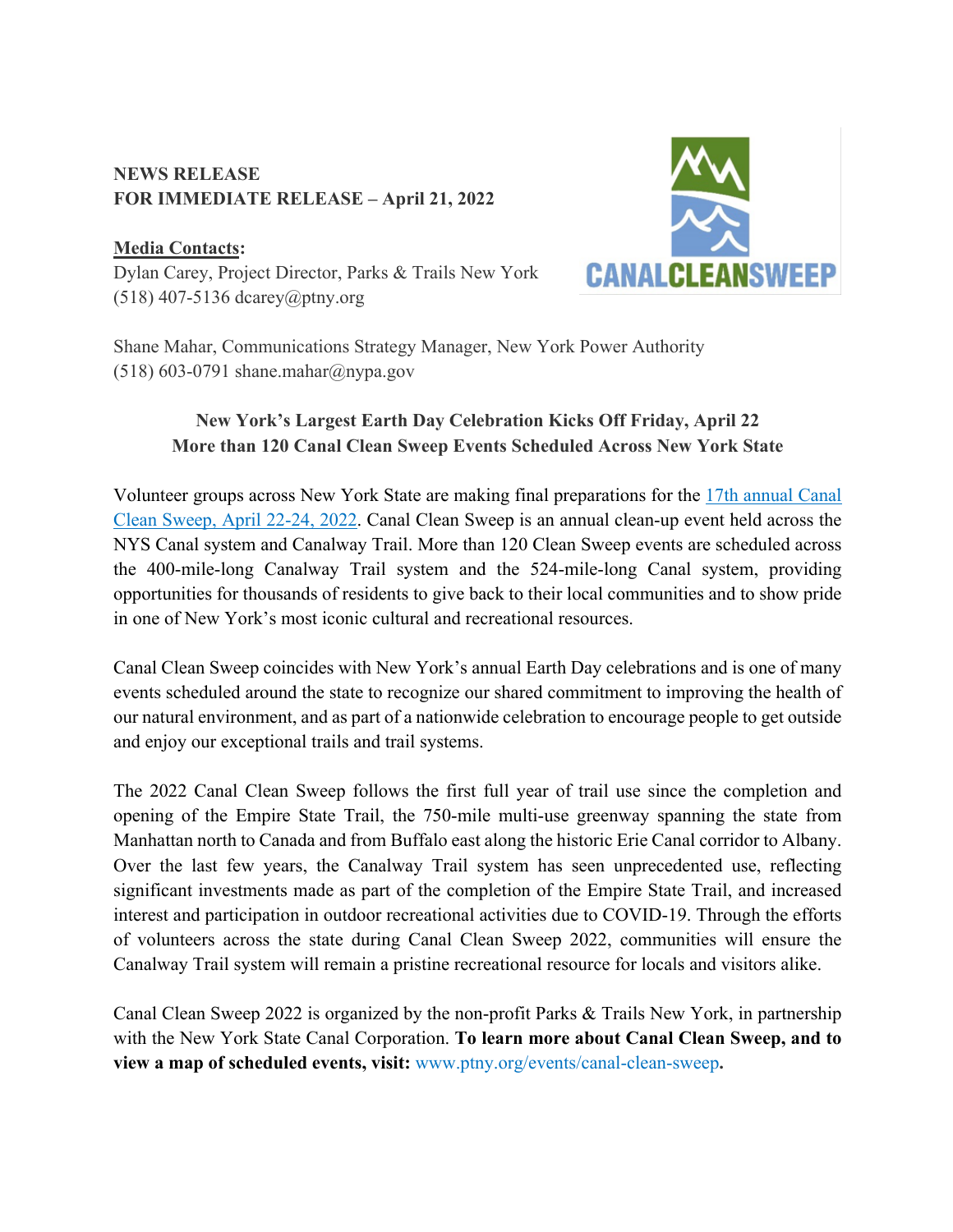**NEWS RELEASE**
**FOR IMMEDIATE RELEASE – April 21, 2022**

**Media Contacts:**
Dylan Carey, Project Director, Parks & Trails New York
(518) 407-5136 dcarey@ptny.org

Shane Mahar, Communications Strategy Manager, New York Power Authority
(518) 603-0791 shane.mahar@nypa.gov

CANALCLEANSWEEP

## New York's Largest Earth Day Celebration Kicks Off Friday, April 22
## More than 120 Canal Clean Sweep Events Scheduled Across New York State

Volunteer groups across New York State are making final preparations for the 17th annual Canal Clean Sweep, April 22-24, 2022. Canal Clean Sweep is an annual clean-up event held across the NYS Canal system and Canalway Trail. More than 120 Clean Sweep events are scheduled across the 400-mile-long Canalway Trail system and the 524-mile-long Canal system, providing opportunities for thousands of residents to give back to their local communities and to show pride in one of New York's most iconic cultural and recreational resources.

Canal Clean Sweep coincides with New York's annual Earth Day celebrations and is one of many events scheduled around the state to recognize our shared commitment to improving the health of our natural environment, and as part of a nationwide celebration to encourage people to get outside and enjoy our exceptional trails and trail systems.

The 2022 Canal Clean Sweep follows the first full year of trail use since the completion and opening of the Empire State Trail, the 750-mile multi-use greenway spanning the state from Manhattan north to Canada and from Buffalo east along the historic Erie Canal corridor to Albany. Over the last few years, the Canalway Trail system has seen unprecedented use, reflecting significant investments made as part of the completion of the Empire State Trail, and increased interest and participation in outdoor recreational activities due to COVID-19. Through the efforts of volunteers across the state during Canal Clean Sweep 2022, communities will ensure the Canalway Trail system will remain a pristine recreational resource for locals and visitors alike.

Canal Clean Sweep 2022 is organized by the non-profit Parks & Trails New York, in partnership with the New York State Canal Corporation. **To learn more about Canal Clean Sweep, and to view a map of scheduled events, visit:** www.ptny.org/events/canal-clean-sweep**.**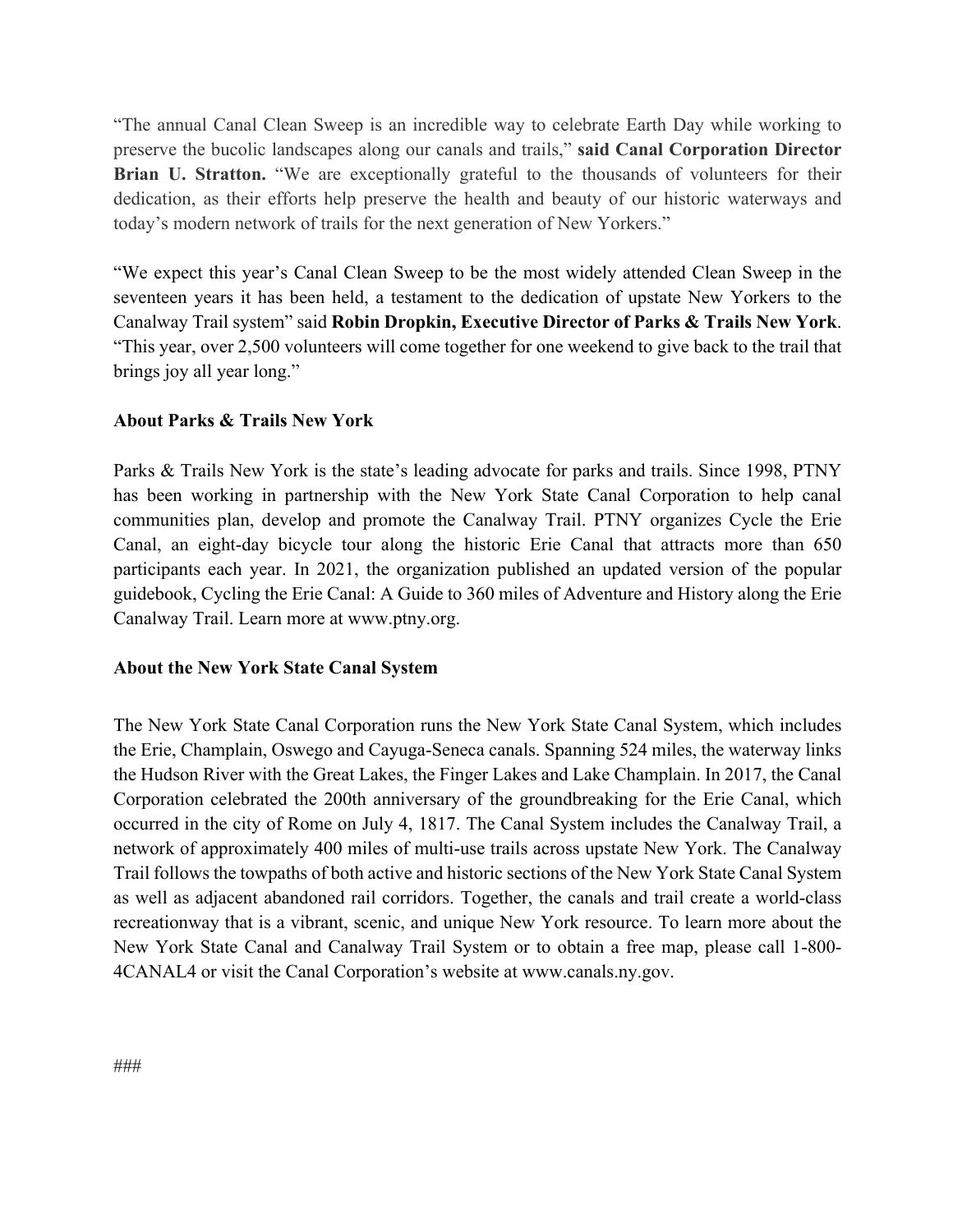"The annual Canal Clean Sweep is an incredible way to celebrate Earth Day while working to preserve the bucolic landscapes along our canals and trails," **said Canal Corporation Director Brian U. Stratton.** "We are exceptionally grateful to the thousands of volunteers for their dedication, as their efforts help preserve the health and beauty of our historic waterways and today's modern network of trails for the next generation of New Yorkers."

"We expect this year's Canal Clean Sweep to be the most widely attended Clean Sweep in the seventeen years it has been held, a testament to the dedication of upstate New Yorkers to the Canalway Trail system" said **Robin Dropkin, Executive Director of Parks & Trails New York**. "This year, over 2,500 volunteers will come together for one weekend to give back to the trail that brings joy all year long."

**About Parks & Trails New York**

Parks & Trails New York is the state's leading advocate for parks and trails. Since 1998, PTNY has been working in partnership with the New York State Canal Corporation to help canal communities plan, develop and promote the Canalway Trail. PTNY organizes Cycle the Erie Canal, an eight-day bicycle tour along the historic Erie Canal that attracts more than 650 participants each year. In 2021, the organization published an updated version of the popular guidebook, Cycling the Erie Canal: A Guide to 360 miles of Adventure and History along the Erie Canalway Trail. Learn more at www.ptny.org.

**About the New York State Canal System**

The New York State Canal Corporation runs the New York State Canal System, which includes the Erie, Champlain, Oswego and Cayuga-Seneca canals. Spanning 524 miles, the waterway links the Hudson River with the Great Lakes, the Finger Lakes and Lake Champlain. In 2017, the Canal Corporation celebrated the 200th anniversary of the groundbreaking for the Erie Canal, which occurred in the city of Rome on July 4, 1817. The Canal System includes the Canalway Trail, a network of approximately 400 miles of multi-use trails across upstate New York. The Canalway Trail follows the towpaths of both active and historic sections of the New York State Canal System as well as adjacent abandoned rail corridors. Together, the canals and trail create a world-class recreationway that is a vibrant, scenic, and unique New York resource. To learn more about the New York State Canal and Canalway Trail System or to obtain a free map, please call 1-800-4CANAL4 or visit the Canal Corporation's website at www.canals.ny.gov.

###